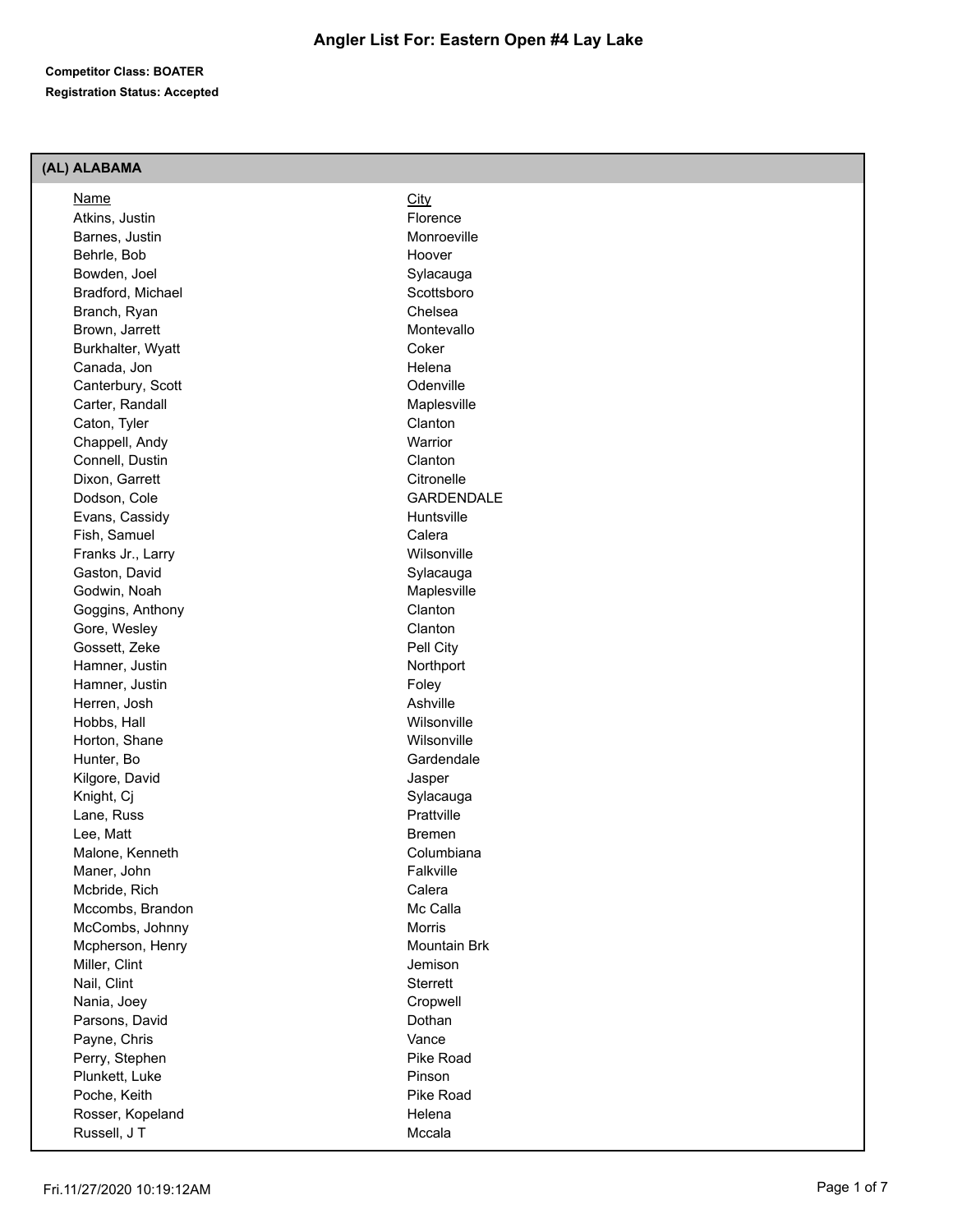# Angler List For: Eastern Open #4 Lay Lake

**Competitor Class: BOATER**

**Registration Status: Accepted**

## (AL) ALABAMA

| Name | City |
| --- | --- |
| Atkins, Justin | Florence |
| Barnes, Justin | Monroeville |
| Behrle, Bob | Hoover |
| Bowden, Joel | Sylacauga |
| Bradford, Michael | Scottsboro |
| Branch, Ryan | Chelsea |
| Brown, Jarrett | Montevallo |
| Burkhalter, Wyatt | Coker |
| Canada, Jon | Helena |
| Canterbury, Scott | Odenville |
| Carter, Randall | Maplesville |
| Caton, Tyler | Clanton |
| Chappell, Andy | Warrior |
| Connell, Dustin | Clanton |
| Dixon, Garrett | Citronelle |
| Dodson, Cole | GARDENDALE |
| Evans, Cassidy | Huntsville |
| Fish, Samuel | Calera |
| Franks Jr., Larry | Wilsonville |
| Gaston, David | Sylacauga |
| Godwin, Noah | Maplesville |
| Goggins, Anthony | Clanton |
| Gore, Wesley | Clanton |
| Gossett, Zeke | Pell City |
| Hamner, Justin | Northport |
| Hamner, Justin | Foley |
| Herren, Josh | Ashville |
| Hobbs, Hall | Wilsonville |
| Horton, Shane | Wilsonville |
| Hunter, Bo | Gardendale |
| Kilgore, David | Jasper |
| Knight, Cj | Sylacauga |
| Lane, Russ | Prattville |
| Lee, Matt | Bremen |
| Malone, Kenneth | Columbiana |
| Maner, John | Falkville |
| Mcbride, Rich | Calera |
| Mccombs, Brandon | Mc Calla |
| McCombs, Johnny | Morris |
| Mcpherson, Henry | Mountain Brk |
| Miller, Clint | Jemison |
| Nail, Clint | Sterrett |
| Nania, Joey | Cropwell |
| Parsons, David | Dothan |
| Payne, Chris | Vance |
| Perry, Stephen | Pike Road |
| Plunkett, Luke | Pinson |
| Poche, Keith | Pike Road |
| Rosser, Kopeland | Helena |
| Russell, J T | Mccala |

Fri.11/27/2020 10:19:12AM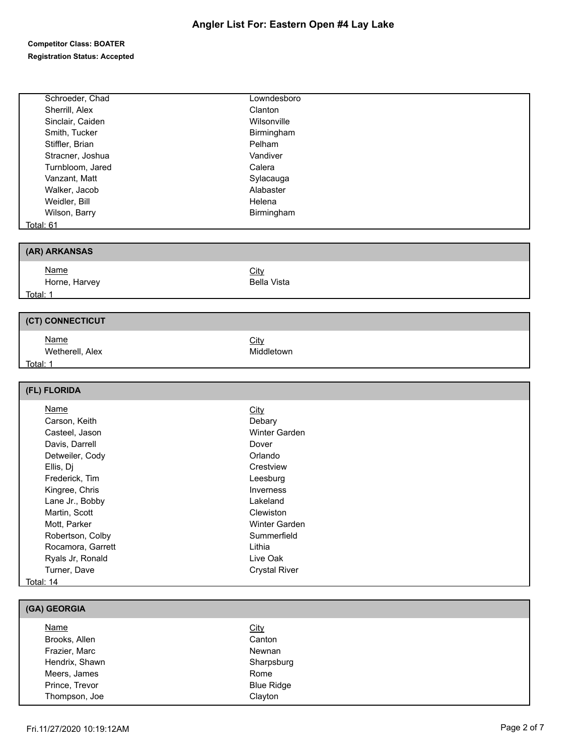# Angler List For: Eastern Open #4 Lay Lake

**Competitor Class: BOATER**

**Registration Status: Accepted**

| Name | City |
|---|---|
| Schroeder, Chad | Lowndesboro |
| Sherrill, Alex | Clanton |
| Sinclair, Caiden | Wilsonville |
| Smith, Tucker | Birmingham |
| Stiffler, Brian | Pelham |
| Stracner, Joshua | Vandiver |
| Turnbloom, Jared | Calera |
| Vanzant, Matt | Sylacauga |
| Walker, Jacob | Alabaster |
| Weidler, Bill | Helena |
| Wilson, Barry | Birmingham |

Total: 61

## (AR) ARKANSAS

| Name | City |
|---|---|
| Horne, Harvey | Bella Vista |

Total: 1

## (CT) CONNECTICUT

| Name | City |
|---|---|
| Wetherell, Alex | Middletown |

Total: 1

## (FL) FLORIDA

| Name | City |
|---|---|
| Carson, Keith | Debary |
| Casteel, Jason | Winter Garden |
| Davis, Darrell | Dover |
| Detweiler, Cody | Orlando |
| Ellis, Dj | Crestview |
| Frederick, Tim | Leesburg |
| Kingree, Chris | Inverness |
| Lane Jr., Bobby | Lakeland |
| Martin, Scott | Clewiston |
| Mott, Parker | Winter Garden |
| Robertson, Colby | Summerfield |
| Rocamora, Garrett | Lithia |
| Ryals Jr, Ronald | Live Oak |
| Turner, Dave | Crystal River |

Total: 14

## (GA) GEORGIA

| Name | City |
|---|---|
| Brooks, Allen | Canton |
| Frazier, Marc | Newnan |
| Hendrix, Shawn | Sharpsburg |
| Meers, James | Rome |
| Prince, Trevor | Blue Ridge |
| Thompson, Joe | Clayton |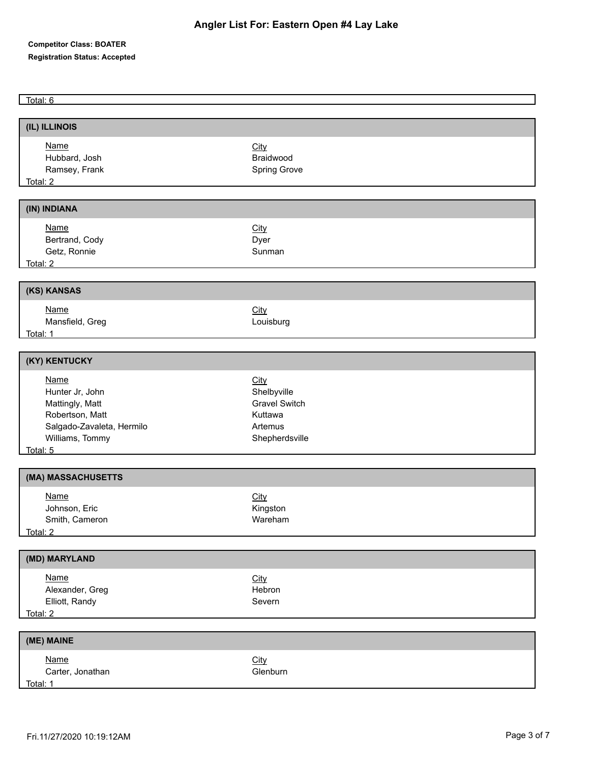# Angler List For: Eastern Open #4 Lay Lake

**Competitor Class: BOATER**

**Registration Status: Accepted**

Total: 6

## (IL) ILLINOIS

| Name | City |
| --- | --- |
| Hubbard, Josh | Braidwood |
| Ramsey, Frank | Spring Grove |

Total: 2

## (IN) INDIANA

| Name | City |
| --- | --- |
| Bertrand, Cody | Dyer |
| Getz, Ronnie | Sunman |

Total: 2

## (KS) KANSAS

| Name | City |
| --- | --- |
| Mansfield, Greg | Louisburg |

Total: 1

## (KY) KENTUCKY

| Name | City |
| --- | --- |
| Hunter Jr, John | Shelbyville |
| Mattingly, Matt | Gravel Switch |
| Robertson, Matt | Kuttawa |
| Salgado-Zavaleta, Hermilo | Artemus |
| Williams, Tommy | Shepherdsville |

Total: 5

## (MA) MASSACHUSETTS

| Name | City |
| --- | --- |
| Johnson, Eric | Kingston |
| Smith, Cameron | Wareham |

Total: 2

## (MD) MARYLAND

| Name | City |
| --- | --- |
| Alexander, Greg | Hebron |
| Elliott, Randy | Severn |

Total: 2

## (ME) MAINE

| Name | City |
| --- | --- |
| Carter, Jonathan | Glenburn |

Total: 1

Fri.11/27/2020 10:19:12AM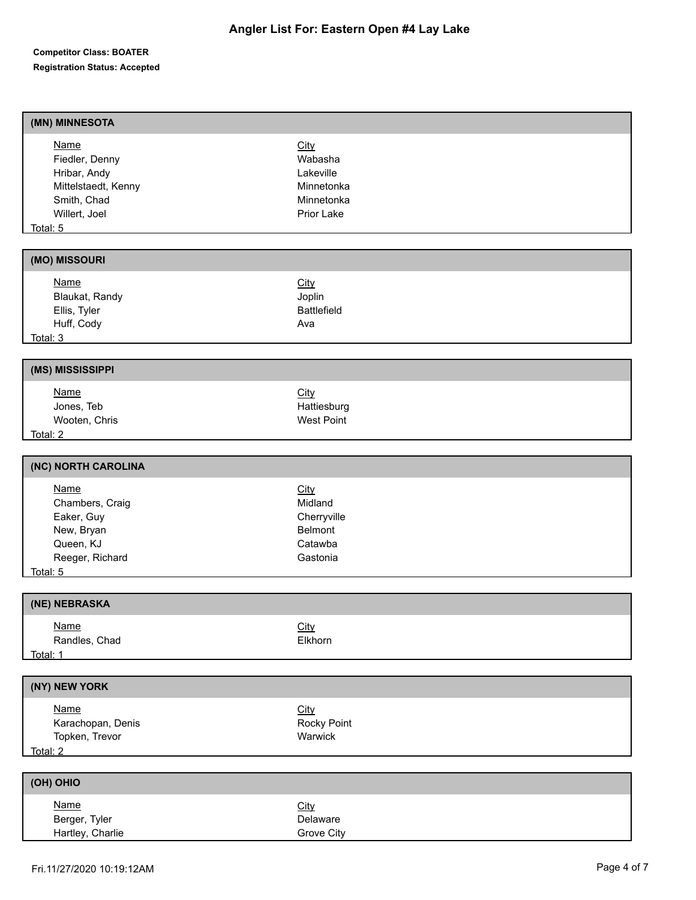# Angler List For: Eastern Open #4 Lay Lake

**Competitor Class: BOATER**

**Registration Status: Accepted**

## (MN) MINNESOTA

| Name | City |
|---|---|
| Fiedler, Denny | Wabasha |
| Hribar, Andy | Lakeville |
| Mittelstaedt, Kenny | Minnetonka |
| Smith, Chad | Minnetonka |
| Willert, Joel | Prior Lake |

Total: 5

## (MO) MISSOURI

| Name | City |
|---|---|
| Blaukat, Randy | Joplin |
| Ellis, Tyler | Battlefield |
| Huff, Cody | Ava |

Total: 3

## (MS) MISSISSIPPI

| Name | City |
|---|---|
| Jones, Teb | Hattiesburg |
| Wooten, Chris | West Point |

Total: 2

## (NC) NORTH CAROLINA

| Name | City |
|---|---|
| Chambers, Craig | Midland |
| Eaker, Guy | Cherryville |
| New, Bryan | Belmont |
| Queen, KJ | Catawba |
| Reeger, Richard | Gastonia |

Total: 5

## (NE) NEBRASKA

| Name | City |
|---|---|
| Randles, Chad | Elkhorn |

Total: 1

## (NY) NEW YORK

| Name | City |
|---|---|
| Karachopan, Denis | Rocky Point |
| Topken, Trevor | Warwick |

Total: 2

## (OH) OHIO

| Name | City |
|---|---|
| Berger, Tyler | Delaware |
| Hartley, Charlie | Grove City |

Fri.11/27/2020 10:19:12AM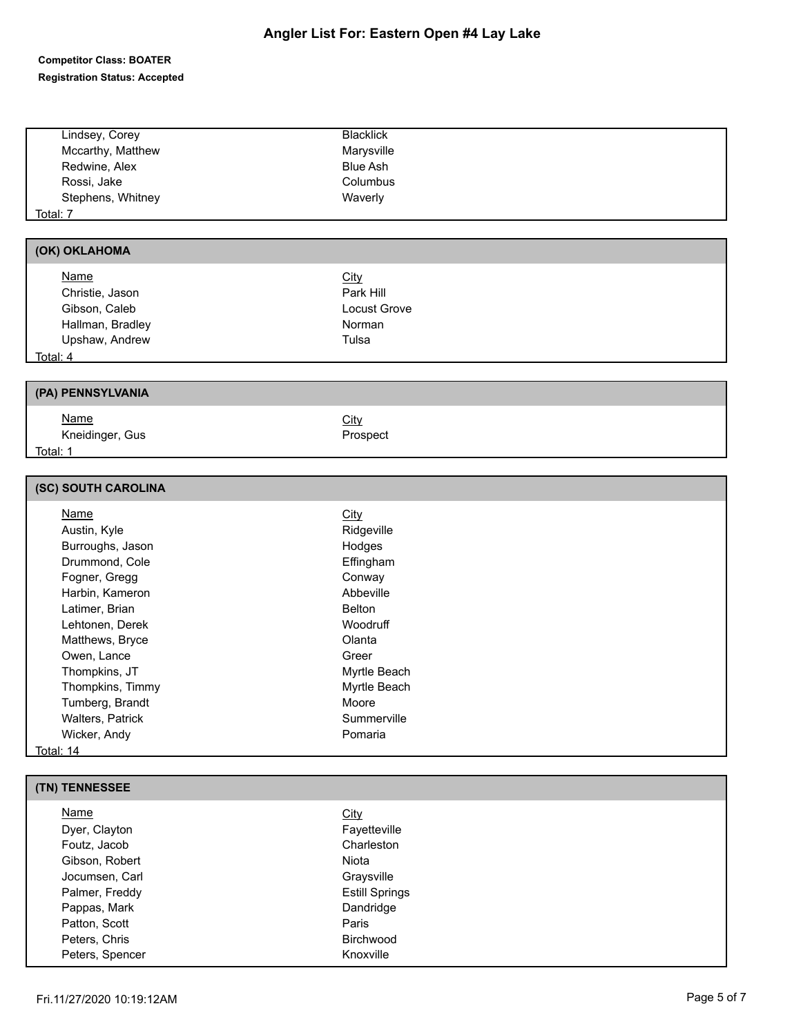# Angler List For: Eastern Open #4 Lay Lake

**Competitor Class: BOATER**

**Registration Status: Accepted**

| Name | City |
|---|---|
| Lindsey, Corey | Blacklick |
| Mccarthy, Matthew | Marysville |
| Redwine, Alex | Blue Ash |
| Rossi, Jake | Columbus |
| Stephens, Whitney | Waverly |

Total: 7

## (OK) OKLAHOMA

| Name | City |
|---|---|
| Christie, Jason | Park Hill |
| Gibson, Caleb | Locust Grove |
| Hallman, Bradley | Norman |
| Upshaw, Andrew | Tulsa |

Total: 4

## (PA) PENNSYLVANIA

| Name | City |
|---|---|
| Kneidinger, Gus | Prospect |

Total: 1

## (SC) SOUTH CAROLINA

| Name | City |
|---|---|
| Austin, Kyle | Ridgeville |
| Burroughs, Jason | Hodges |
| Drummond, Cole | Effingham |
| Fogner, Gregg | Conway |
| Harbin, Kameron | Abbeville |
| Latimer, Brian | Belton |
| Lehtonen, Derek | Woodruff |
| Matthews, Bryce | Olanta |
| Owen, Lance | Greer |
| Thompkins, JT | Myrtle Beach |
| Thompkins, Timmy | Myrtle Beach |
| Tumberg, Brandt | Moore |
| Walters, Patrick | Summerville |
| Wicker, Andy | Pomaria |

Total: 14

## (TN) TENNESSEE

| Name | City |
|---|---|
| Dyer, Clayton | Fayetteville |
| Foutz, Jacob | Charleston |
| Gibson, Robert | Niota |
| Jocumsen, Carl | Graysville |
| Palmer, Freddy | Estill Springs |
| Pappas, Mark | Dandridge |
| Patton, Scott | Paris |
| Peters, Chris | Birchwood |
| Peters, Spencer | Knoxville |

Fri.11/27/2020 10:19:12AM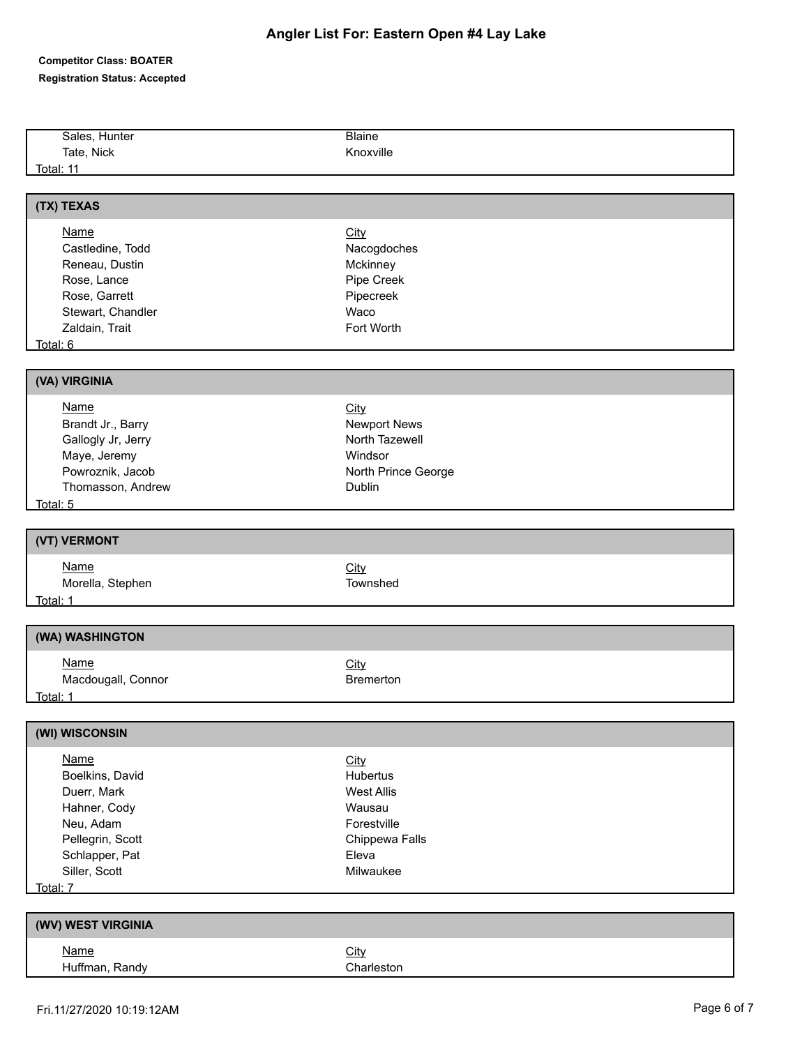# Angler List For: Eastern Open #4 Lay Lake

**Competitor Class: BOATER**

**Registration Status: Accepted**

| Name | City |
|---|---|
| Sales, Hunter | Blaine |
| Tate, Nick | Knoxville |

Total: 11

## (TX) TEXAS

| Name | City |
|---|---|
| Castledine, Todd | Nacogdoches |
| Reneau, Dustin | Mckinney |
| Rose, Lance | Pipe Creek |
| Rose, Garrett | Pipecreek |
| Stewart, Chandler | Waco |
| Zaldain, Trait | Fort Worth |

Total: 6

## (VA) VIRGINIA

| Name | City |
|---|---|
| Brandt Jr., Barry | Newport News |
| Gallogly Jr, Jerry | North Tazewell |
| Maye, Jeremy | Windsor |
| Powroznik, Jacob | North Prince George |
| Thomasson, Andrew | Dublin |

Total: 5

## (VT) VERMONT

| Name | City |
|---|---|
| Morella, Stephen | Townshed |

Total: 1

## (WA) WASHINGTON

| Name | City |
|---|---|
| Macdougall, Connor | Bremerton |

Total: 1

## (WI) WISCONSIN

| Name | City |
|---|---|
| Boelkins, David | Hubertus |
| Duerr, Mark | West Allis |
| Hahner, Cody | Wausau |
| Neu, Adam | Forestville |
| Pellegrin, Scott | Chippewa Falls |
| Schlapper, Pat | Eleva |
| Siller, Scott | Milwaukee |

Total: 7

## (WV) WEST VIRGINIA

| Name | City |
|---|---|
| Huffman, Randy | Charleston |

Fri.11/27/2020 10:19:12AM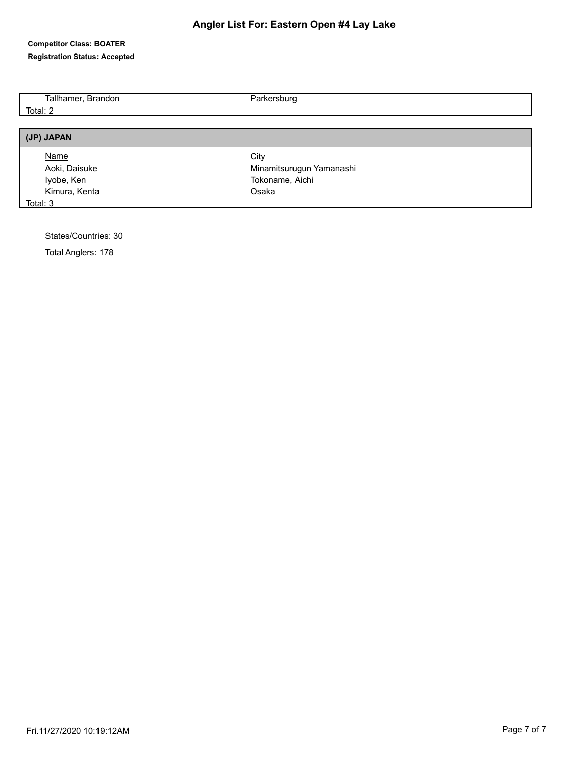# Angler List For: Eastern Open #4 Lay Lake

**Competitor Class: BOATER**

**Registration Status: Accepted**

| | |
|---|---|
| Tallhamer, Brandon | Parkersburg |

Total: 2

## (JP) JAPAN

| Name | City |
|---|---|
| Aoki, Daisuke | Minamitsurugun Yamanashi |
| Iyobe, Ken | Tokoname, Aichi |
| Kimura, Kenta | Osaka |

Total: 3

States/Countries: 30

Total Anglers: 178

Fri.11/27/2020 10:19:12AM